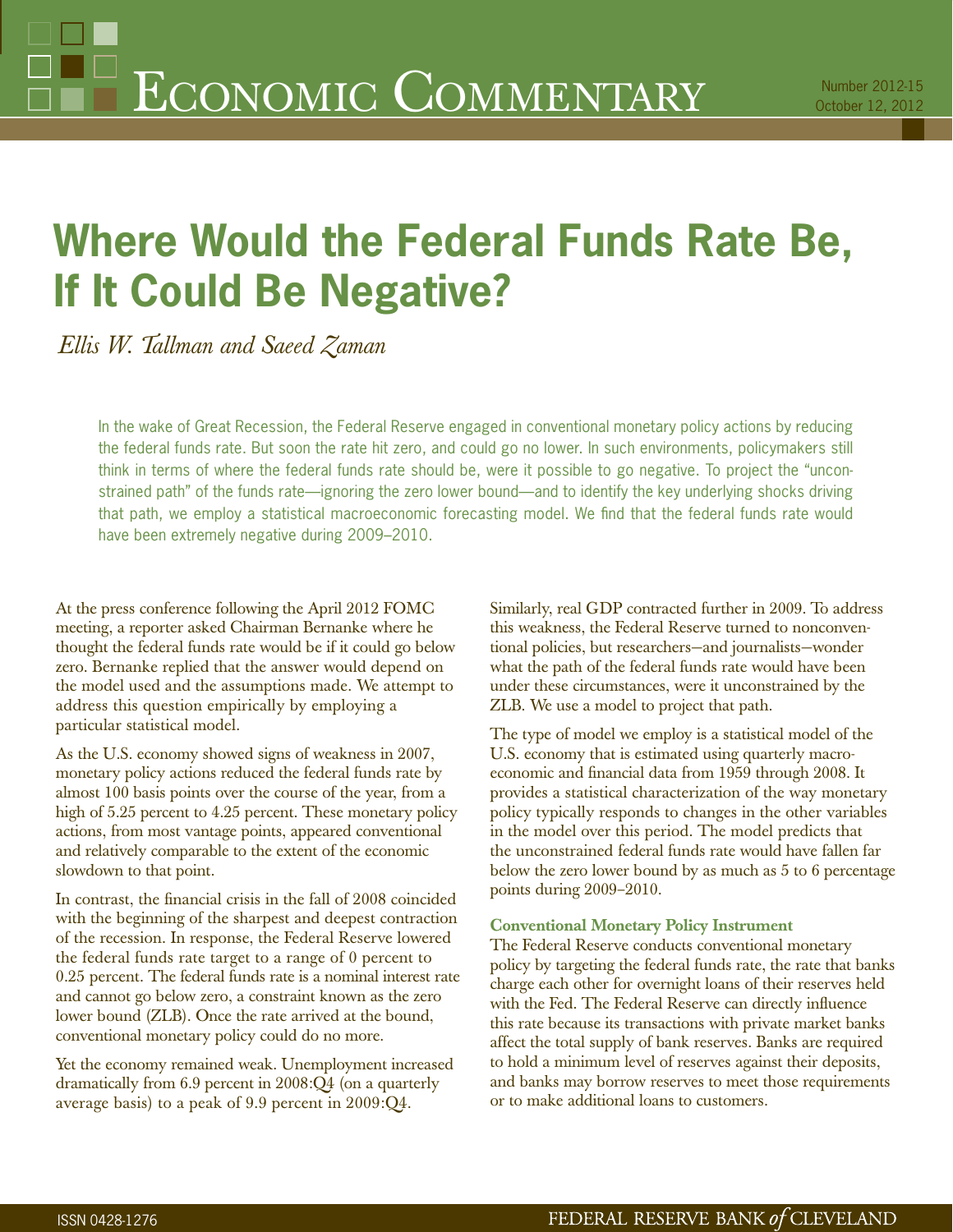# Where Would the Federal Funds Rate Be, If It Could Be Negative?

*Ellis W. Tallman and Saeed Zaman*

In the wake of Great Recession, the Federal Reserve engaged in conventional monetary policy actions by reducing the federal funds rate. But soon the rate hit zero, and could go no lower. In such environments, policymakers still think in terms of where the federal funds rate should be, were it possible to go negative. To project the "unconstrained path" of the funds rate—ignoring the zero lower bound—and to identify the key underlying shocks driving that path, we employ a statistical macroeconomic forecasting model. We find that the federal funds rate would have been extremely negative during 2009–2010.

At the press conference following the April 2012 FOMC meeting, a reporter asked Chairman Bernanke where he thought the federal funds rate would be if it could go below zero. Bernanke replied that the answer would depend on the model used and the assumptions made. We attempt to address this question empirically by employing a particular statistical model.

As the U.S. economy showed signs of weakness in 2007, monetary policy actions reduced the federal funds rate by almost 100 basis points over the course of the year, from a high of 5.25 percent to 4.25 percent. These monetary policy actions, from most vantage points, appeared conventional and relatively comparable to the extent of the economic slowdown to that point.

In contrast, the financial crisis in the fall of 2008 coincided with the beginning of the sharpest and deepest contraction of the recession. In response, the Federal Reserve lowered the federal funds rate target to a range of 0 percent to 0.25 percent. The federal funds rate is a nominal interest rate and cannot go below zero, a constraint known as the zero lower bound (ZLB). Once the rate arrived at the bound, conventional monetary policy could do no more.

Yet the economy remained weak. Unemployment increased dramatically from 6.9 percent in 2008:Q4 (on a quarterly average basis) to a peak of 9.9 percent in 2009:Q4. Similarly, real GDP contracted further in 2009. To address this weakness, the Federal Reserve turned to nonconventional policies, but researchers—and journalists—wonder what the path of the federal funds rate would have been under these circumstances, were it unconstrained by the ZLB. We use a model to project that path.

The type of model we employ is a statistical model of the U.S. economy that is estimated using quarterly macroeconomic and financial data from 1959 through 2008. It provides a statistical characterization of the way monetary policy typically responds to changes in the other variables in the model over this period. The model predicts that the unconstrained federal funds rate would have fallen far below the zero lower bound by as much as 5 to 6 percentage points during 2009–2010.

### Conventional Monetary Policy Instrument

The Federal Reserve conducts conventional monetary policy by targeting the federal funds rate, the rate that banks charge each other for overnight loans of their reserves held with the Fed. The Federal Reserve can directly influence this rate because its transactions with private market banks affect the total supply of bank reserves. Banks are required to hold a minimum level of reserves against their deposits, and banks may borrow reserves to meet those requirements or to make additional loans to customers.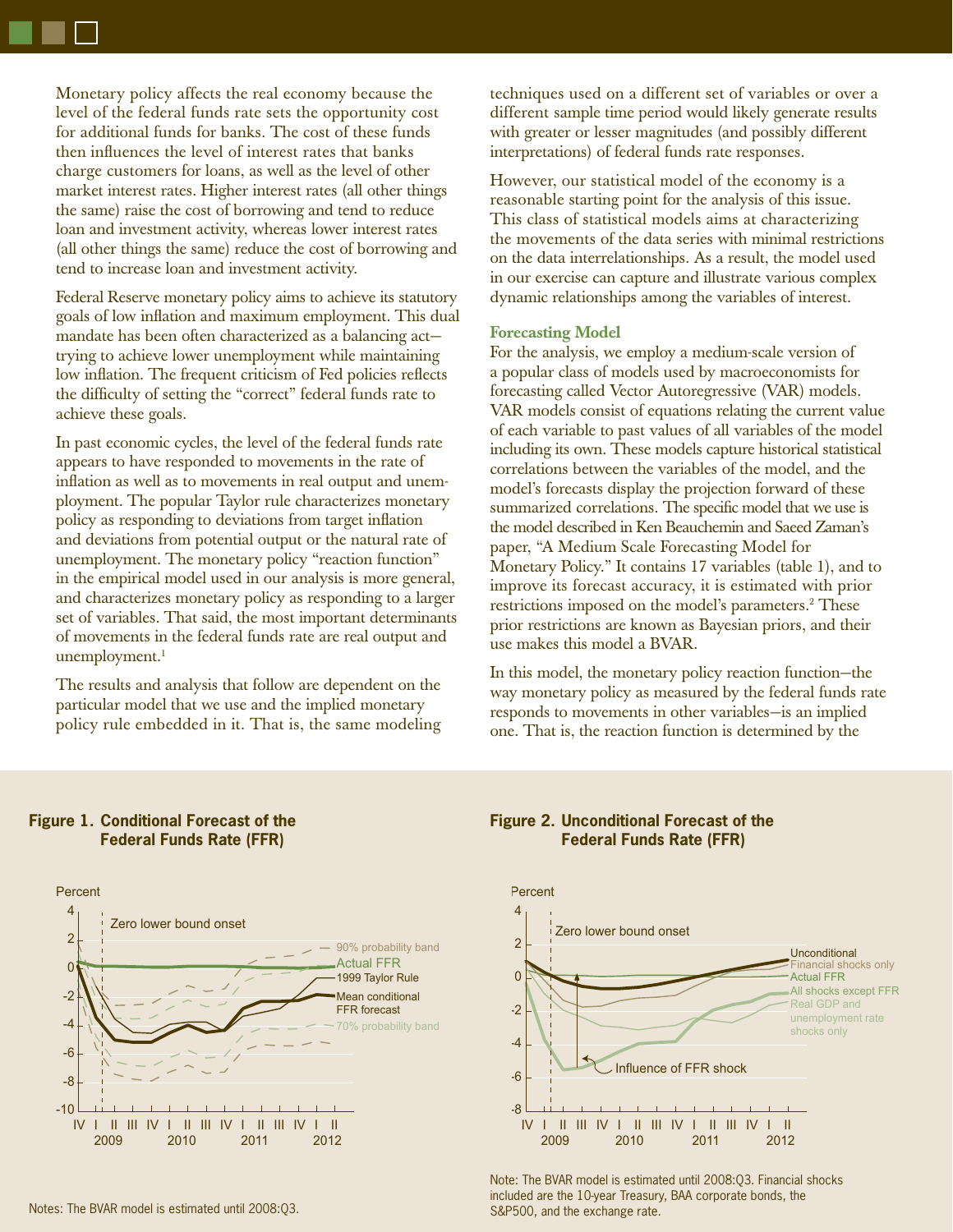Monetary policy affects the real economy because the level of the federal funds rate sets the opportunity cost for additional funds for banks. The cost of these funds then influences the level of interest rates that banks charge customers for loans, as well as the level of other market interest rates. Higher interest rates (all other things the same) raise the cost of borrowing and tend to reduce loan and investment activity, whereas lower interest rates (all other things the same) reduce the cost of borrowing and tend to increase loan and investment activity.

Federal Reserve monetary policy aims to achieve its statutory goals of low inflation and maximum employment. This dual mandate has been often characterized as a balancing act—trying to achieve lower unemployment while maintaining low inflation. The frequent criticism of Fed policies reflects the difficulty of setting the "correct" federal funds rate to achieve these goals.

In past economic cycles, the level of the federal funds rate appears to have responded to movements in the rate of inflation as well as to movements in real output and unemployment. The popular Taylor rule characterizes monetary policy as responding to deviations from target inflation and deviations from potential output or the natural rate of unemployment. The monetary policy "reaction function" in the empirical model used in our analysis is more general, and characterizes monetary policy as responding to a larger set of variables. That said, the most important determinants of movements in the federal funds rate are real output and unemployment.[1]

The results and analysis that follow are dependent on the particular model that we use and the implied monetary policy rule embedded in it. That is, the same modeling techniques used on a different set of variables or over a different sample time period would likely generate results with greater or lesser magnitudes (and possibly different interpretations) of federal funds rate responses.

However, our statistical model of the economy is a reasonable starting point for the analysis of this issue. This class of statistical models aims at characterizing the movements of the data series with minimal restrictions on the data interrelationships. As a result, the model used in our exercise can capture and illustrate various complex dynamic relationships among the variables of interest.

### Forecasting Model

For the analysis, we employ a medium-scale version of a popular class of models used by macroeconomists for forecasting called Vector Autoregressive (VAR) models. VAR models consist of equations relating the current value of each variable to past values of all variables of the model including its own. These models capture historical statistical correlations between the variables of the model, and the model's forecasts display the projection forward of these summarized correlations. The specific model that we use is the model described in Ken Beauchemin and Saeed Zaman's paper, "A Medium Scale Forecasting Model for Monetary Policy." It contains 17 variables (table 1), and to improve its forecast accuracy, it is estimated with prior restrictions imposed on the model's parameters.[2] These prior restrictions are known as Bayesian priors, and their use makes this model a BVAR.

In this model, the monetary policy reaction function—the way monetary policy as measured by the federal funds rate responds to movements in other variables—is an implied one. That is, the reaction function is determined by the

**Figure 1. Conditional Forecast of the Federal Funds Rate (FFR)**

Notes: The BVAR model is estimated until 2008:Q3.

**Figure 2. Unconditional Forecast of the Federal Funds Rate (FFR)**

Note: The BVAR model is estimated until 2008:Q3. Financial shocks included are the 10-year Treasury, BAA corporate bonds, the S&P500, and the exchange rate.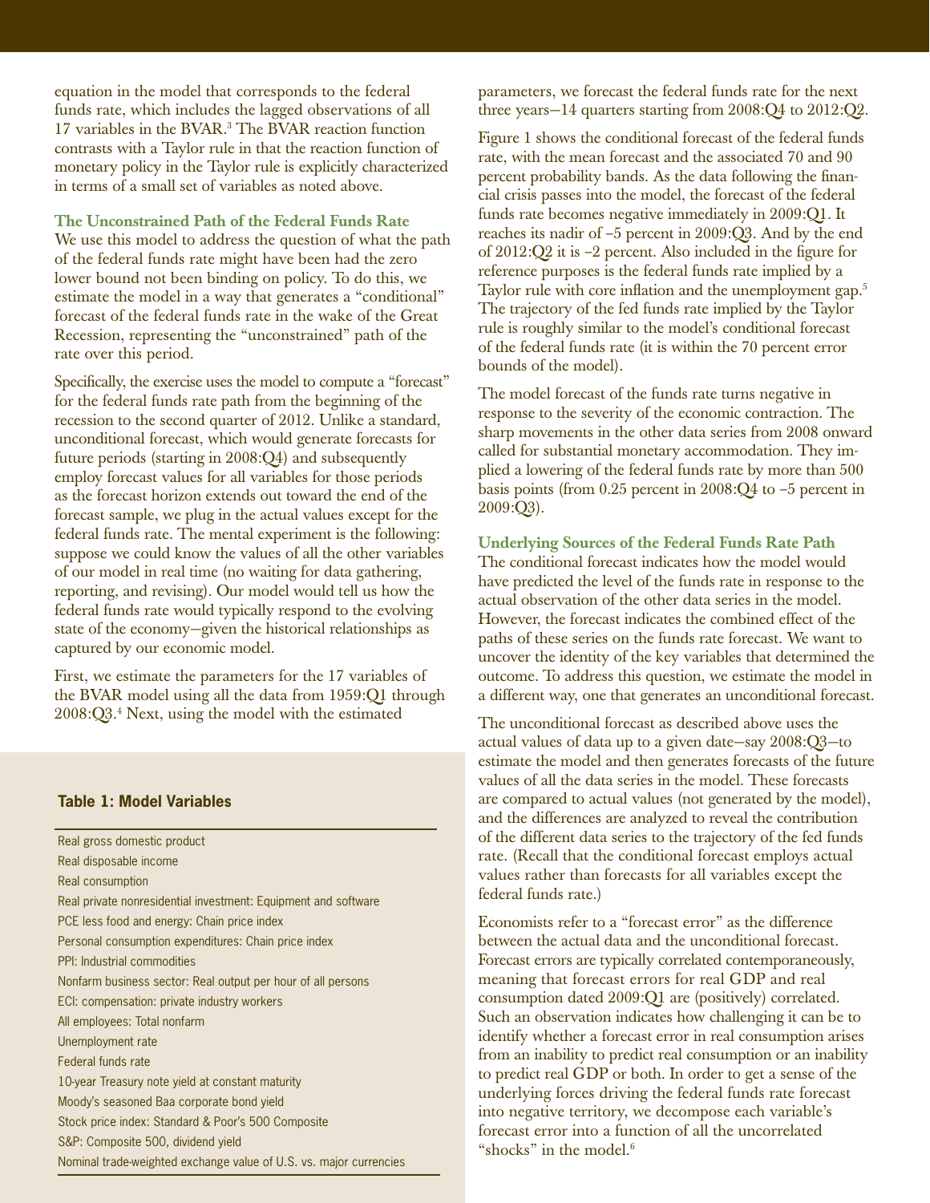equation in the model that corresponds to the federal funds rate, which includes the lagged observations of all 17 variables in the BVAR.[3] The BVAR reaction function contrasts with a Taylor rule in that the reaction function of monetary policy in the Taylor rule is explicitly characterized in terms of a small set of variables as noted above.

### The Unconstrained Path of the Federal Funds Rate

We use this model to address the question of what the path of the federal funds rate might have been had the zero lower bound not been binding on policy. To do this, we estimate the model in a way that generates a "conditional" forecast of the federal funds rate in the wake of the Great Recession, representing the "unconstrained" path of the rate over this period.

Specifically, the exercise uses the model to compute a "forecast" for the federal funds rate path from the beginning of the recession to the second quarter of 2012. Unlike a standard, unconditional forecast, which would generate forecasts for future periods (starting in 2008:Q4) and subsequently employ forecast values for all variables for those periods as the forecast horizon extends out toward the end of the forecast sample, we plug in the actual values except for the federal funds rate. The mental experiment is the following: suppose we could know the values of all the other variables of our model in real time (no waiting for data gathering, reporting, and revising). Our model would tell us how the federal funds rate would typically respond to the evolving state of the economy—given the historical relationships as captured by our economic model.

First, we estimate the parameters for the 17 variables of the BVAR model using all the data from 1959:Q1 through 2008:Q3.[4] Next, using the model with the estimated parameters, we forecast the federal funds rate for the next three years—14 quarters starting from 2008:Q4 to 2012:Q2.

Figure 1 shows the conditional forecast of the federal funds rate, with the mean forecast and the associated 70 and 90 percent probability bands. As the data following the financial crisis passes into the model, the forecast of the federal funds rate becomes negative immediately in 2009:Q1. It reaches its nadir of –5 percent in 2009:Q3. And by the end of 2012:Q2 it is –2 percent. Also included in the figure for reference purposes is the federal funds rate implied by a Taylor rule with core inflation and the unemployment gap.[5] The trajectory of the fed funds rate implied by the Taylor rule is roughly similar to the model's conditional forecast of the federal funds rate (it is within the 70 percent error bounds of the model).

The model forecast of the funds rate turns negative in response to the severity of the economic contraction. The sharp movements in the other data series from 2008 onward called for substantial monetary accommodation. They implied a lowering of the federal funds rate by more than 500 basis points (from 0.25 percent in 2008:Q4 to –5 percent in 2009:Q3).

### Underlying Sources of the Federal Funds Rate Path

The conditional forecast indicates how the model would have predicted the level of the funds rate in response to the actual observation of the other data series in the model. However, the forecast indicates the combined effect of the paths of these series on the funds rate forecast. We want to uncover the identity of the key variables that determined the outcome. To address this question, we estimate the model in a different way, one that generates an unconditional forecast.

The unconditional forecast as described above uses the actual values of data up to a given date—say 2008:Q3—to estimate the model and then generates forecasts of the future values of all the data series in the model. These forecasts are compared to actual values (not generated by the model), and the differences are analyzed to reveal the contribution of the different data series to the trajectory of the fed funds rate. (Recall that the conditional forecast employs actual values rather than forecasts for all variables except the federal funds rate.)

Economists refer to a "forecast error" as the difference between the actual data and the unconditional forecast. Forecast errors are typically correlated contemporaneously, meaning that forecast errors for real GDP and real consumption dated 2009:Q1 are (positively) correlated. Such an observation indicates how challenging it can be to identify whether a forecast error in real consumption arises from an inability to predict real consumption or an inability to predict real GDP or both. In order to get a sense of the underlying forces driving the federal funds rate forecast into negative territory, we decompose each variable's forecast error into a function of all the uncorrelated "shocks" in the model.[6]

**Table 1: Model Variables**

| Table 1: Model Variables |
|---|
| Real gross domestic product |
| Real disposable income |
| Real consumption |
| Real private nonresidential investment: Equipment and software |
| PCE less food and energy: Chain price index |
| Personal consumption expenditures: Chain price index |
| PPI: Industrial commodities |
| Nonfarm business sector: Real output per hour of all persons |
| ECI: compensation: private industry workers |
| All employees: Total nonfarm |
| Unemployment rate |
| Federal funds rate |
| 10-year Treasury note yield at constant maturity |
| Moody's seasoned Baa corporate bond yield |
| Stock price index: Standard & Poor's 500 Composite |
| S&P: Composite 500, dividend yield |
| Nominal trade-weighted exchange value of U.S. vs. major currencies |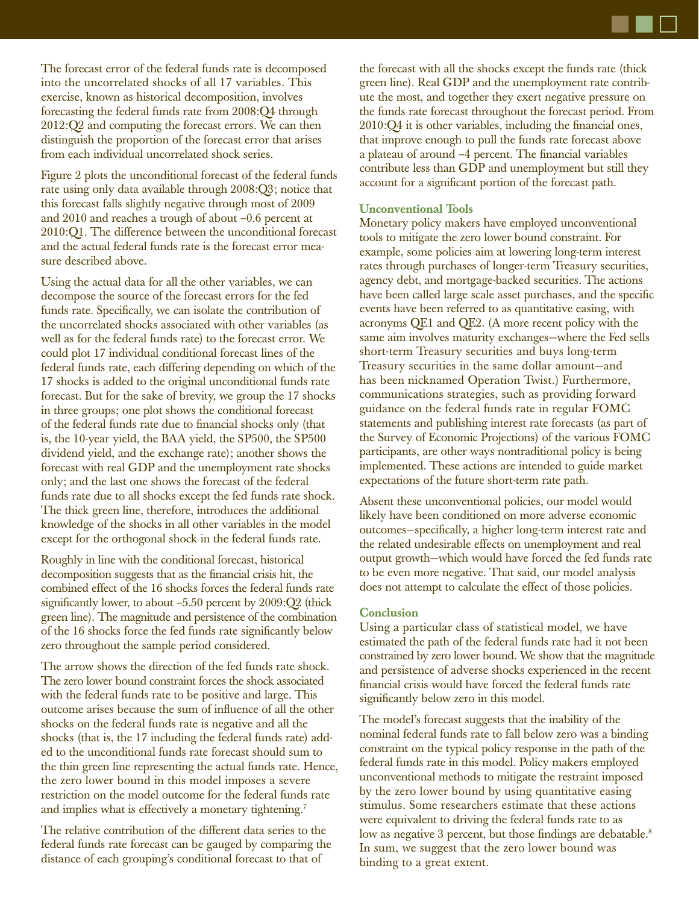The forecast error of the federal funds rate is decomposed into the uncorrelated shocks of all 17 variables. This exercise, known as historical decomposition, involves forecasting the federal funds rate from 2008:Q4 through 2012:Q2 and computing the forecast errors. We can then distinguish the proportion of the forecast error that arises from each individual uncorrelated shock series.

Figure 2 plots the unconditional forecast of the federal funds rate using only data available through 2008:Q3; notice that this forecast falls slightly negative through most of 2009 and 2010 and reaches a trough of about −0.6 percent at 2010:Q1. The difference between the unconditional forecast and the actual federal funds rate is the forecast error measure described above.

Using the actual data for all the other variables, we can decompose the source of the forecast errors for the fed funds rate. Specifically, we can isolate the contribution of the uncorrelated shocks associated with other variables (as well as for the federal funds rate) to the forecast error. We could plot 17 individual conditional forecast lines of the federal funds rate, each differing depending on which of the 17 shocks is added to the original unconditional funds rate forecast. But for the sake of brevity, we group the 17 shocks in three groups; one plot shows the conditional forecast of the federal funds rate due to financial shocks only (that is, the 10-year yield, the BAA yield, the SP500, the SP500 dividend yield, and the exchange rate); another shows the forecast with real GDP and the unemployment rate shocks only; and the last one shows the forecast of the federal funds rate due to all shocks except the fed funds rate shock. The thick green line, therefore, introduces the additional knowledge of the shocks in all other variables in the model except for the orthogonal shock in the federal funds rate.

Roughly in line with the conditional forecast, historical decomposition suggests that as the financial crisis hit, the combined effect of the 16 shocks forces the federal funds rate significantly lower, to about −5.50 percent by 2009:Q2 (thick green line). The magnitude and persistence of the combination of the 16 shocks force the fed funds rate significantly below zero throughout the sample period considered.

The arrow shows the direction of the fed funds rate shock. The zero lower bound constraint forces the shock associated with the federal funds rate to be positive and large. This outcome arises because the sum of influence of all the other shocks on the federal funds rate is negative and all the shocks (that is, the 17 including the federal funds rate) added to the unconditional funds rate forecast should sum to the thin green line representing the actual funds rate. Hence, the zero lower bound in this model imposes a severe restriction on the model outcome for the federal funds rate and implies what is effectively a monetary tightening.[7]

The relative contribution of the different data series to the federal funds rate forecast can be gauged by comparing the distance of each grouping's conditional forecast to that of the forecast with all the shocks except the funds rate (thick green line). Real GDP and the unemployment rate contribute the most, and together they exert negative pressure on the funds rate forecast throughout the forecast period. From 2010:Q4 it is other variables, including the financial ones, that improve enough to pull the funds rate forecast above a plateau of around −4 percent. The financial variables contribute less than GDP and unemployment but still they account for a significant portion of the forecast path.

### Unconventional Tools

Monetary policy makers have employed unconventional tools to mitigate the zero lower bound constraint. For example, some policies aim at lowering long-term interest rates through purchases of longer-term Treasury securities, agency debt, and mortgage-backed securities. The actions have been called large scale asset purchases, and the specific events have been referred to as quantitative easing, with acronyms QE1 and QE2. (A more recent policy with the same aim involves maturity exchanges—where the Fed sells short-term Treasury securities and buys long-term Treasury securities in the same dollar amount—and has been nicknamed Operation Twist.) Furthermore, communications strategies, such as providing forward guidance on the federal funds rate in regular FOMC statements and publishing interest rate forecasts (as part of the Survey of Economic Projections) of the various FOMC participants, are other ways nontraditional policy is being implemented. These actions are intended to guide market expectations of the future short-term rate path.

Absent these unconventional policies, our model would likely have been conditioned on more adverse economic outcomes—specifically, a higher long-term interest rate and the related undesirable effects on unemployment and real output growth—which would have forced the fed funds rate to be even more negative. That said, our model analysis does not attempt to calculate the effect of those policies.

### Conclusion

Using a particular class of statistical model, we have estimated the path of the federal funds rate had it not been constrained by zero lower bound. We show that the magnitude and persistence of adverse shocks experienced in the recent financial crisis would have forced the federal funds rate significantly below zero in this model.

The model's forecast suggests that the inability of the nominal federal funds rate to fall below zero was a binding constraint on the typical policy response in the path of the federal funds rate in this model. Policy makers employed unconventional methods to mitigate the restraint imposed by the zero lower bound by using quantitative easing stimulus. Some researchers estimate that these actions were equivalent to driving the federal funds rate to as low as negative 3 percent, but those findings are debatable.[8] In sum, we suggest that the zero lower bound was binding to a great extent.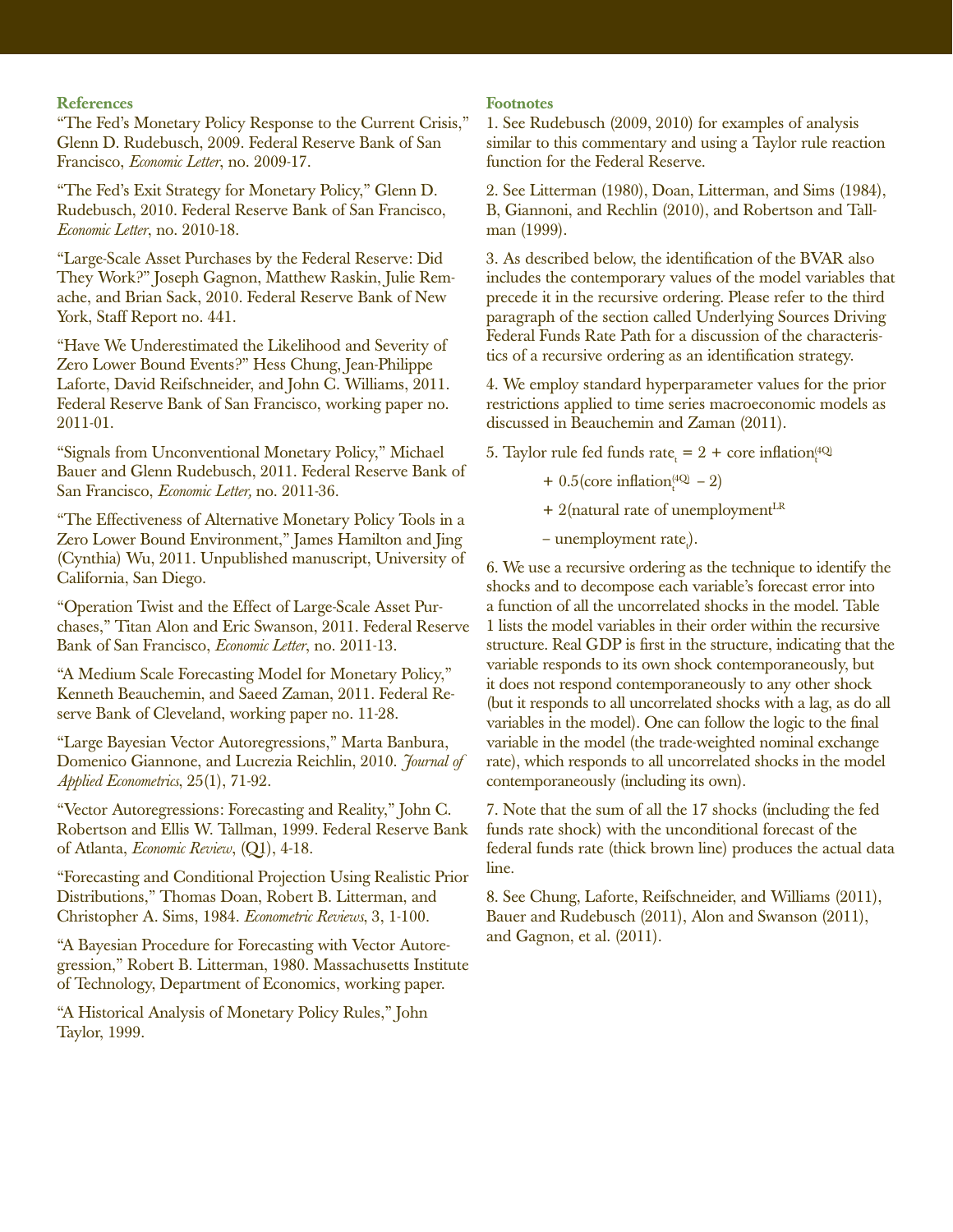### References

"The Fed's Monetary Policy Response to the Current Crisis," Glenn D. Rudebusch, 2009. Federal Reserve Bank of San Francisco, *Economic Letter*, no. 2009-17.

"The Fed's Exit Strategy for Monetary Policy," Glenn D. Rudebusch, 2010. Federal Reserve Bank of San Francisco, *Economic Letter*, no. 2010-18.

"Large-Scale Asset Purchases by the Federal Reserve: Did They Work?" Joseph Gagnon, Matthew Raskin, Julie Remache, and Brian Sack, 2010. Federal Reserve Bank of New York, Staff Report no. 441.

"Have We Underestimated the Likelihood and Severity of Zero Lower Bound Events?" Hess Chung, Jean-Philippe Laforte, David Reifschneider, and John C. Williams, 2011. Federal Reserve Bank of San Francisco, working paper no. 2011-01.

"Signals from Unconventional Monetary Policy," Michael Bauer and Glenn Rudebusch, 2011. Federal Reserve Bank of San Francisco, *Economic Letter,* no. 2011-36.

"The Effectiveness of Alternative Monetary Policy Tools in a Zero Lower Bound Environment," James Hamilton and Jing (Cynthia) Wu, 2011. Unpublished manuscript, University of California, San Diego.

"Operation Twist and the Effect of Large-Scale Asset Purchases," Titan Alon and Eric Swanson, 2011. Federal Reserve Bank of San Francisco, *Economic Letter*, no. 2011-13.

"A Medium Scale Forecasting Model for Monetary Policy," Kenneth Beauchemin, and Saeed Zaman, 2011. Federal Reserve Bank of Cleveland, working paper no. 11-28.

"Large Bayesian Vector Autoregressions," Marta Banbura, Domenico Giannone, and Lucrezia Reichlin, 2010. *Journal of Applied Econometrics*, 25(1), 71-92.

"Vector Autoregressions: Forecasting and Reality," John C. Robertson and Ellis W. Tallman, 1999. Federal Reserve Bank of Atlanta, *Economic Review*, (Q1), 4-18.

"Forecasting and Conditional Projection Using Realistic Prior Distributions," Thomas Doan, Robert B. Litterman, and Christopher A. Sims, 1984. *Econometric Reviews*, 3, 1-100.

"A Bayesian Procedure for Forecasting with Vector Autoregression," Robert B. Litterman, 1980. Massachusetts Institute of Technology, Department of Economics, working paper.

"A Historical Analysis of Monetary Policy Rules," John Taylor, 1999.

### Footnotes

1. See Rudebusch (2009, 2010) for examples of analysis similar to this commentary and using a Taylor rule reaction function for the Federal Reserve.

2. See Litterman (1980), Doan, Litterman, and Sims (1984), B, Giannoni, and Rechlin (2010), and Robertson and Tallman (1999).

3. As described below, the identification of the BVAR also includes the contemporary values of the model variables that precede it in the recursive ordering. Please refer to the third paragraph of the section called Underlying Sources Driving Federal Funds Rate Path for a discussion of the characteristics of a recursive ordering as an identification strategy.

4. We employ standard hyperparameter values for the prior restrictions applied to time series macroeconomic models as discussed in Beauchemin and Zaman (2011).

5. Taylor rule fed funds $\text{rate}_t = 2 + \text{core inflation}_t^{(4Q)}$

$$+ 0.5(\text{core inflation}_t^{(4Q)} - 2)$$

$$+ 2(\text{natural rate of unemployment}^{LR}$$

$$- \text{unemployment rate}_t).$$

6. We use a recursive ordering as the technique to identify the shocks and to decompose each variable's forecast error into a function of all the uncorrelated shocks in the model. Table 1 lists the model variables in their order within the recursive structure. Real GDP is first in the structure, indicating that the variable responds to its own shock contemporaneously, but it does not respond contemporaneously to any other shock (but it responds to all uncorrelated shocks with a lag, as do all variables in the model). One can follow the logic to the final variable in the model (the trade-weighted nominal exchange rate), which responds to all uncorrelated shocks in the model contemporaneously (including its own).

7. Note that the sum of all the 17 shocks (including the fed funds rate shock) with the unconditional forecast of the federal funds rate (thick brown line) produces the actual data line.

8. See Chung, Laforte, Reifschneider, and Williams (2011), Bauer and Rudebusch (2011), Alon and Swanson (2011), and Gagnon, et al. (2011).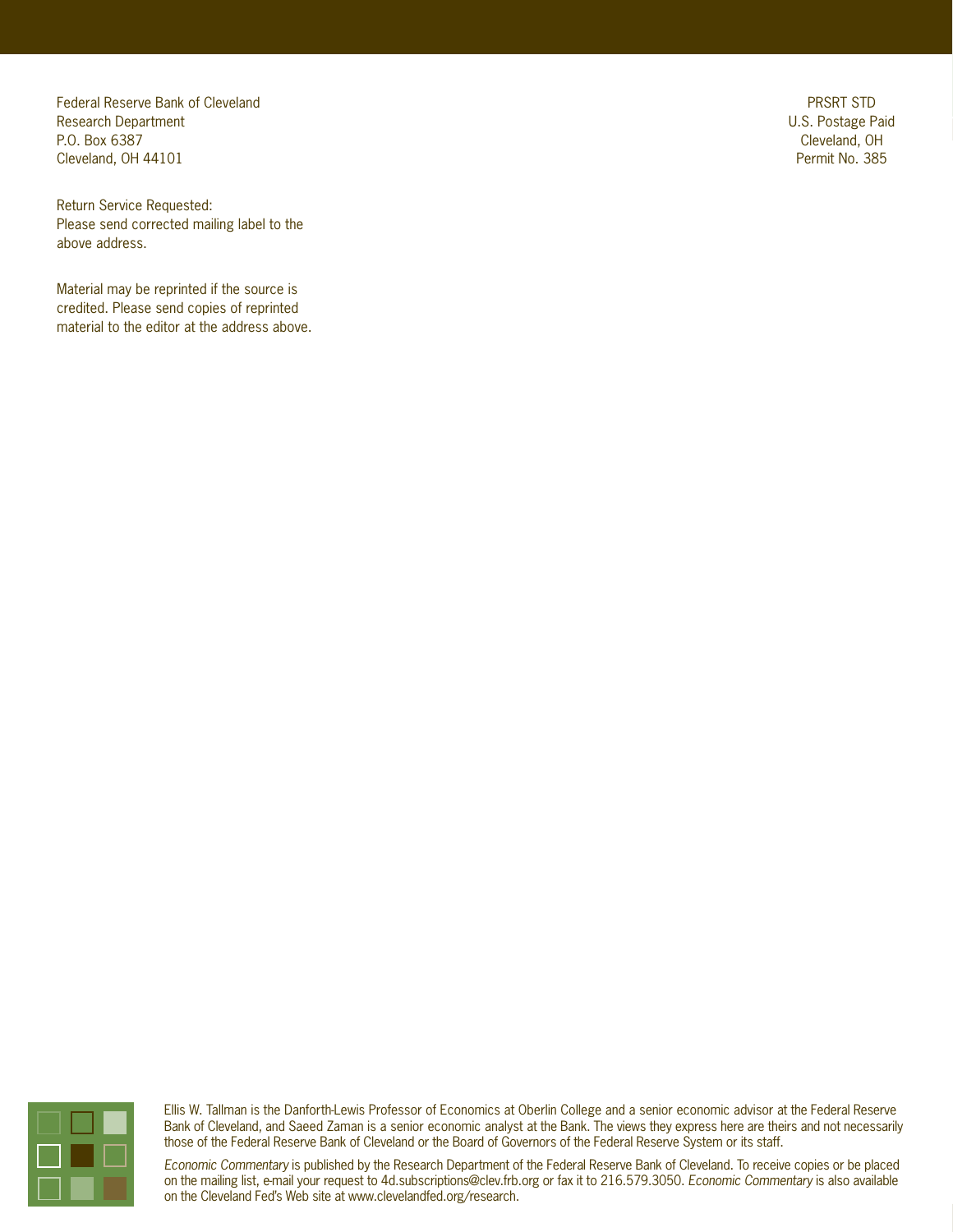Federal Reserve Bank of Cleveland
Research Department
P.O. Box 6387
Cleveland, OH 44101

Return Service Requested:
Please send corrected mailing label to the above address.

Material may be reprinted if the source is credited. Please send copies of reprinted material to the editor at the address above.

PRSRT STD
U.S. Postage Paid
Cleveland, OH
Permit No. 385

Ellis W. Tallman is the Danforth-Lewis Professor of Economics at Oberlin College and a senior economic advisor at the Federal Reserve Bank of Cleveland, and Saeed Zaman is a senior economic analyst at the Bank. The views they express here are theirs and not necessarily those of the Federal Reserve Bank of Cleveland or the Board of Governors of the Federal Reserve System or its staff.

*Economic Commentary* is published by the Research Department of the Federal Reserve Bank of Cleveland. To receive copies or be placed on the mailing list, e-mail your request to 4d.subscriptions@clev.frb.org or fax it to 216.579.3050. *Economic Commentary* is also available on the Cleveland Fed's Web site at www.clevelandfed.org/research.